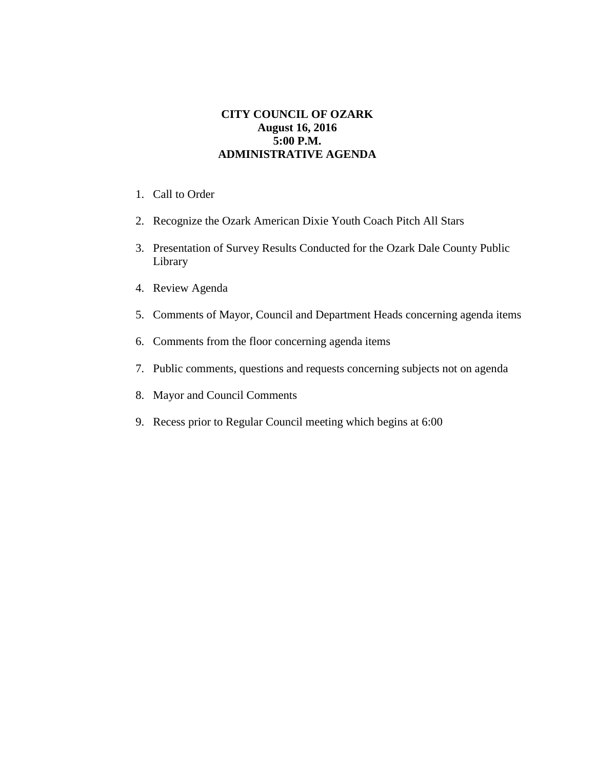# CITY COUNCIL OF OZARK
**August 16, 2016**
**5:00 P.M.**
**ADMINISTRATIVE AGENDA**

1. Call to Order
2. Recognize the Ozark American Dixie Youth Coach Pitch All Stars
3. Presentation of Survey Results Conducted for the Ozark Dale County Public Library
4. Review Agenda
5. Comments of Mayor, Council and Department Heads concerning agenda items
6. Comments from the floor concerning agenda items
7. Public comments, questions and requests concerning subjects not on agenda
8. Mayor and Council Comments
9. Recess prior to Regular Council meeting which begins at 6:00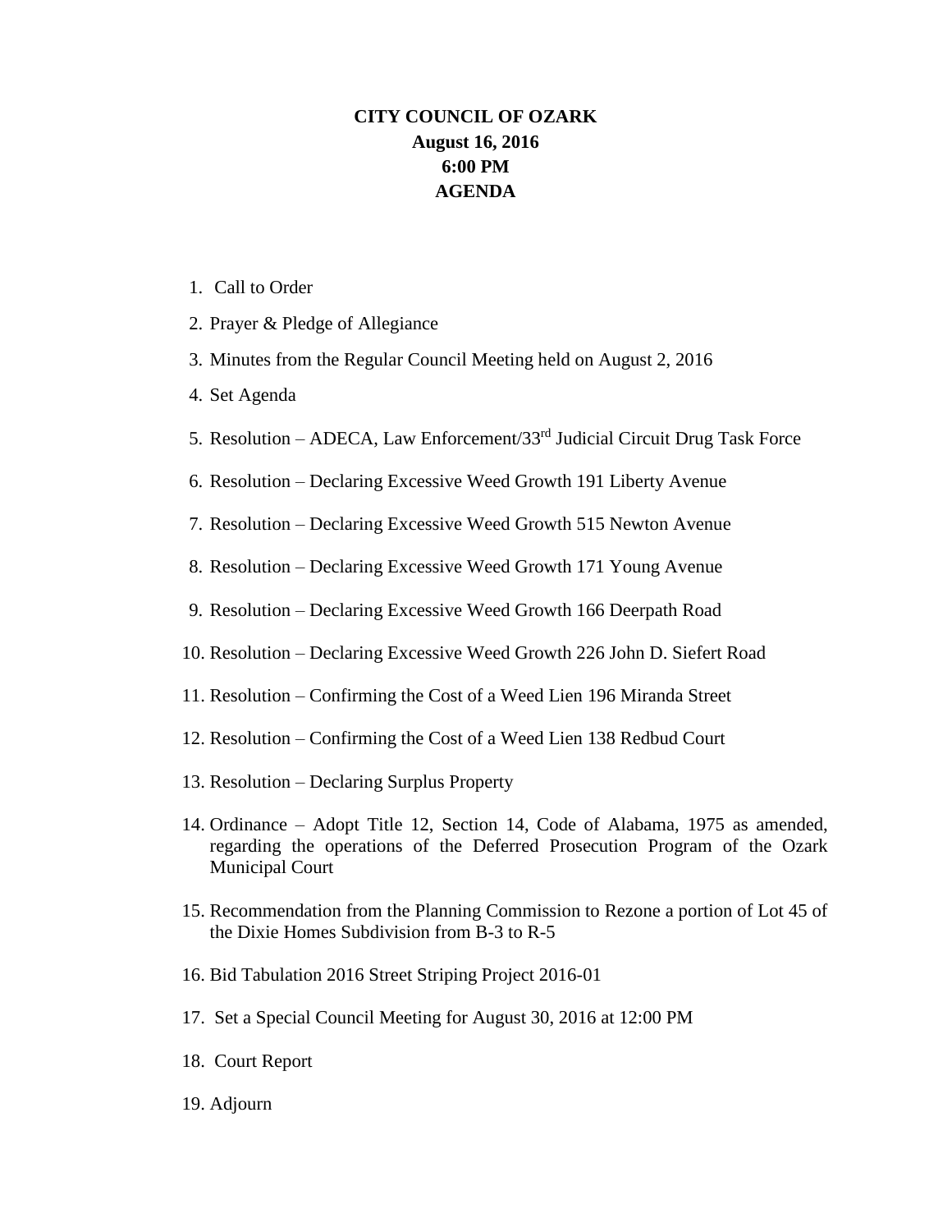**CITY COUNCIL OF OZARK**
**August 16, 2016**
**6:00 PM**
**AGENDA**

1. Call to Order
2. Prayer & Pledge of Allegiance
3. Minutes from the Regular Council Meeting held on August 2, 2016
4. Set Agenda
5. Resolution – ADECA, Law Enforcement/33rd Judicial Circuit Drug Task Force
6. Resolution – Declaring Excessive Weed Growth 191 Liberty Avenue
7. Resolution – Declaring Excessive Weed Growth 515 Newton Avenue
8. Resolution – Declaring Excessive Weed Growth 171 Young Avenue
9. Resolution – Declaring Excessive Weed Growth 166 Deerpath Road
10. Resolution – Declaring Excessive Weed Growth 226 John D. Siefert Road
11. Resolution – Confirming the Cost of a Weed Lien 196 Miranda Street
12. Resolution – Confirming the Cost of a Weed Lien 138 Redbud Court
13. Resolution – Declaring Surplus Property
14. Ordinance – Adopt Title 12, Section 14, Code of Alabama, 1975 as amended, regarding the operations of the Deferred Prosecution Program of the Ozark Municipal Court
15. Recommendation from the Planning Commission to Rezone a portion of Lot 45 of the Dixie Homes Subdivision from B-3 to R-5
16. Bid Tabulation 2016 Street Striping Project 2016-01
17. Set a Special Council Meeting for August 30, 2016 at 12:00 PM
18. Court Report
19. Adjourn